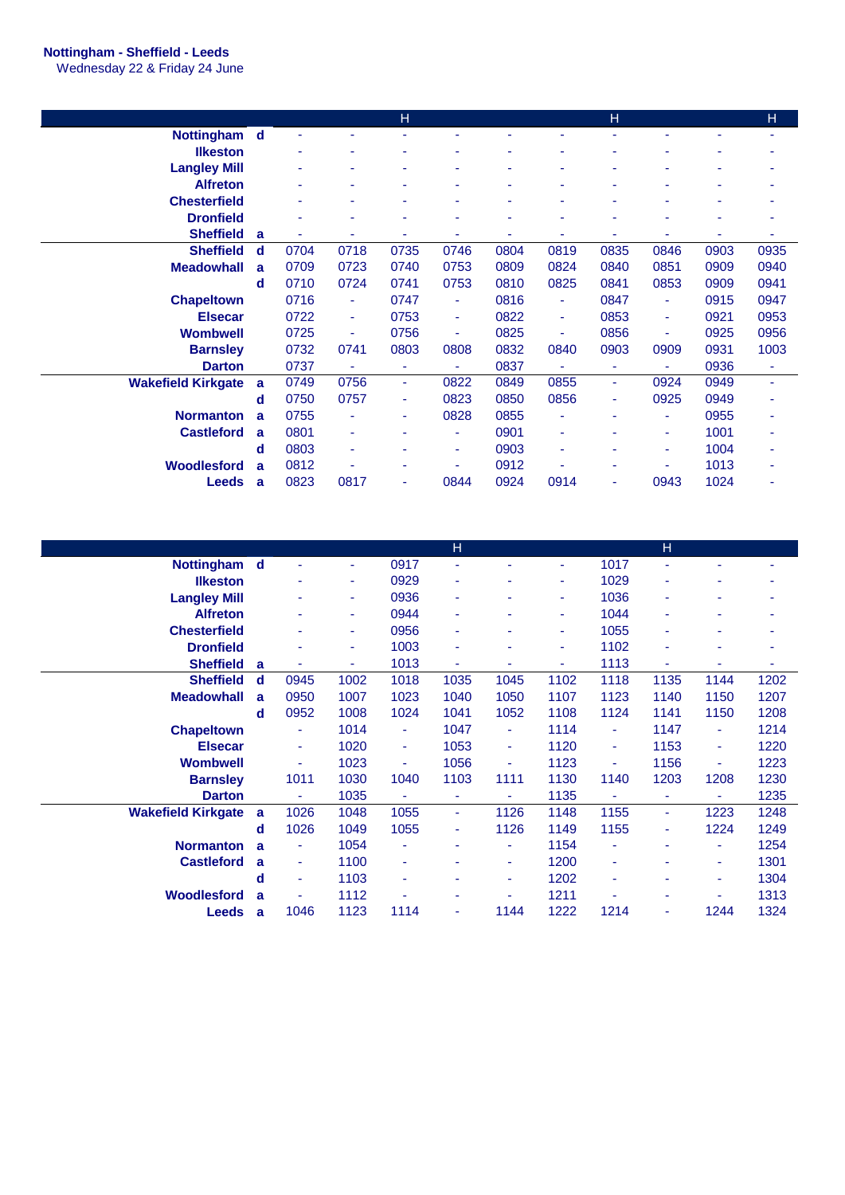**Nottingham - Sheffield - Leeds**
Wednesday 22 & Friday 24 June

| | | | | H | | | | H | | | H |
|---|---|---|---|---|---|---|---|---|---|---|---|
| Nottingham | d | - | - | - | - | - | - | - | - | - | - |
| Ilkeston | | - | - | - | - | - | - | - | - | - | - |
| Langley Mill | | - | - | - | - | - | - | - | - | - | - |
| Alfreton | | - | - | - | - | - | - | - | - | - | - |
| Chesterfield | | - | - | - | - | - | - | - | - | - | - |
| Dronfield | | - | - | - | - | - | - | - | - | - | - |
| Sheffield | a | - | - | - | - | - | - | - | - | - | - |
| Sheffield | d | 0704 | 0718 | 0735 | 0746 | 0804 | 0819 | 0835 | 0846 | 0903 | 0935 |
| Meadowhall | a | 0709 | 0723 | 0740 | 0753 | 0809 | 0824 | 0840 | 0851 | 0909 | 0940 |
| | d | 0710 | 0724 | 0741 | 0753 | 0810 | 0825 | 0841 | 0853 | 0909 | 0941 |
| Chapeltown | | 0716 | - | 0747 | - | 0816 | - | 0847 | - | 0915 | 0947 |
| Elsecar | | 0722 | - | 0753 | - | 0822 | - | 0853 | - | 0921 | 0953 |
| Wombwell | | 0725 | - | 0756 | - | 0825 | - | 0856 | - | 0925 | 0956 |
| Barnsley | | 0732 | 0741 | 0803 | 0808 | 0832 | 0840 | 0903 | 0909 | 0931 | 1003 |
| Darton | | 0737 | - | - | - | 0837 | - | - | - | 0936 | - |
| Wakefield Kirkgate | a | 0749 | 0756 | - | 0822 | 0849 | 0855 | - | 0924 | 0949 | - |
| | d | 0750 | 0757 | - | 0823 | 0850 | 0856 | - | 0925 | 0949 | - |
| Normanton | a | 0755 | - | - | 0828 | 0855 | - | - | - | 0955 | - |
| Castleford | a | 0801 | - | - | - | 0901 | - | - | - | 1001 | - |
| | d | 0803 | - | - | - | 0903 | - | - | - | 1004 | - |
| Woodlesford | a | 0812 | - | - | - | 0912 | - | - | - | 1013 | - |
| Leeds | a | 0823 | 0817 | - | 0844 | 0924 | 0914 | - | 0943 | 1024 | - |

| | | | | | H | | | | H | | |
|---|---|---|---|---|---|---|---|---|---|---|---|
| Nottingham | d | - | - | 0917 | - | - | - | 1017 | - | - | - |
| Ilkeston | | - | - | 0929 | - | - | - | 1029 | - | - | - |
| Langley Mill | | - | - | 0936 | - | - | - | 1036 | - | - | - |
| Alfreton | | - | - | 0944 | - | - | - | 1044 | - | - | - |
| Chesterfield | | - | - | 0956 | - | - | - | 1055 | - | - | - |
| Dronfield | | - | - | 1003 | - | - | - | 1102 | - | - | - |
| Sheffield | a | - | - | 1013 | - | - | - | 1113 | - | - | - |
| Sheffield | d | 0945 | 1002 | 1018 | 1035 | 1045 | 1102 | 1118 | 1135 | 1144 | 1202 |
| Meadowhall | a | 0950 | 1007 | 1023 | 1040 | 1050 | 1107 | 1123 | 1140 | 1150 | 1207 |
| | d | 0952 | 1008 | 1024 | 1041 | 1052 | 1108 | 1124 | 1141 | 1150 | 1208 |
| Chapeltown | | - | 1014 | - | 1047 | - | 1114 | - | 1147 | - | 1214 |
| Elsecar | | - | 1020 | - | 1053 | - | 1120 | - | 1153 | - | 1220 |
| Wombwell | | - | 1023 | - | 1056 | - | 1123 | - | 1156 | - | 1223 |
| Barnsley | | 1011 | 1030 | 1040 | 1103 | 1111 | 1130 | 1140 | 1203 | 1208 | 1230 |
| Darton | | - | 1035 | - | - | - | 1135 | - | - | - | 1235 |
| Wakefield Kirkgate | a | 1026 | 1048 | 1055 | - | 1126 | 1148 | 1155 | - | 1223 | 1248 |
| | d | 1026 | 1049 | 1055 | - | 1126 | 1149 | 1155 | - | 1224 | 1249 |
| Normanton | a | - | 1054 | - | - | - | 1154 | - | - | - | 1254 |
| Castleford | a | - | 1100 | - | - | - | 1200 | - | - | - | 1301 |
| | d | - | 1103 | - | - | - | 1202 | - | - | - | 1304 |
| Woodlesford | a | - | 1112 | - | - | - | 1211 | - | - | - | 1313 |
| Leeds | a | 1046 | 1123 | 1114 | - | 1144 | 1222 | 1214 | - | 1244 | 1324 |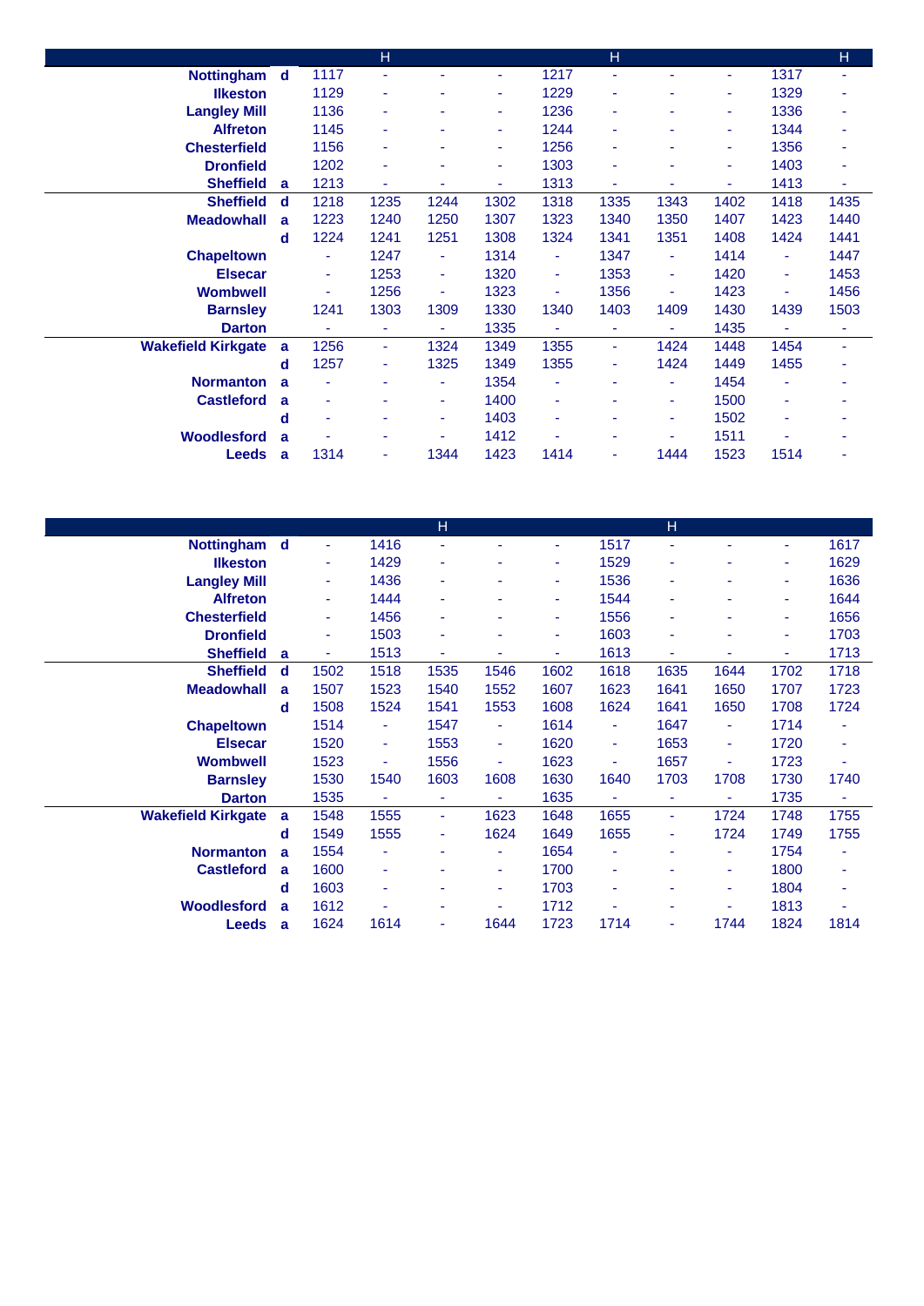| | | | H | | | | H | | | | H |
|---|---|---|---|---|---|---|---|---|---|---|---|
| **Nottingham** | **d** | 1117 | - | - | - | 1217 | - | - | - | 1317 | - |
| **Ilkeston** | | 1129 | - | - | - | 1229 | - | - | - | 1329 | - |
| **Langley Mill** | | 1136 | - | - | - | 1236 | - | - | - | 1336 | - |
| **Alfreton** | | 1145 | - | - | - | 1244 | - | - | - | 1344 | - |
| **Chesterfield** | | 1156 | - | - | - | 1256 | - | - | - | 1356 | - |
| **Dronfield** | | 1202 | - | - | - | 1303 | - | - | - | 1403 | - |
| **Sheffield** | **a** | 1213 | - | - | - | 1313 | - | - | - | 1413 | - |
| **Sheffield** | **d** | 1218 | 1235 | 1244 | 1302 | 1318 | 1335 | 1343 | 1402 | 1418 | 1435 |
| **Meadowhall** | **a** | 1223 | 1240 | 1250 | 1307 | 1323 | 1340 | 1350 | 1407 | 1423 | 1440 |
| | **d** | 1224 | 1241 | 1251 | 1308 | 1324 | 1341 | 1351 | 1408 | 1424 | 1441 |
| **Chapeltown** | | - | 1247 | - | 1314 | - | 1347 | - | 1414 | - | 1447 |
| **Elsecar** | | - | 1253 | - | 1320 | - | 1353 | - | 1420 | - | 1453 |
| **Wombwell** | | - | 1256 | - | 1323 | - | 1356 | - | 1423 | - | 1456 |
| **Barnsley** | | 1241 | 1303 | 1309 | 1330 | 1340 | 1403 | 1409 | 1430 | 1439 | 1503 |
| **Darton** | | - | - | - | 1335 | - | - | - | 1435 | - | - |
| **Wakefield Kirkgate** | **a** | 1256 | - | 1324 | 1349 | 1355 | - | 1424 | 1448 | 1454 | - |
| | **d** | 1257 | - | 1325 | 1349 | 1355 | - | 1424 | 1449 | 1455 | - |
| **Normanton** | **a** | - | - | - | 1354 | - | - | - | 1454 | - | - |
| **Castleford** | **a** | - | - | - | 1400 | - | - | - | 1500 | - | - |
| | **d** | - | - | - | 1403 | - | - | - | 1502 | - | - |
| **Woodlesford** | **a** | - | - | - | 1412 | - | - | - | 1511 | - | - |
| **Leeds** | **a** | 1314 | - | 1344 | 1423 | 1414 | - | 1444 | 1523 | 1514 | - |

| | | | | H | | | | H | | | |
|---|---|---|---|---|---|---|---|---|---|---|---|
| **Nottingham** | **d** | - | 1416 | - | - | - | 1517 | - | - | - | 1617 |
| **Ilkeston** | | - | 1429 | - | - | - | 1529 | - | - | - | 1629 |
| **Langley Mill** | | - | 1436 | - | - | - | 1536 | - | - | - | 1636 |
| **Alfreton** | | - | 1444 | - | - | - | 1544 | - | - | - | 1644 |
| **Chesterfield** | | - | 1456 | - | - | - | 1556 | - | - | - | 1656 |
| **Dronfield** | | - | 1503 | - | - | - | 1603 | - | - | - | 1703 |
| **Sheffield** | **a** | - | 1513 | - | - | - | 1613 | - | - | - | 1713 |
| **Sheffield** | **d** | 1502 | 1518 | 1535 | 1546 | 1602 | 1618 | 1635 | 1644 | 1702 | 1718 |
| **Meadowhall** | **a** | 1507 | 1523 | 1540 | 1552 | 1607 | 1623 | 1641 | 1650 | 1707 | 1723 |
| | **d** | 1508 | 1524 | 1541 | 1553 | 1608 | 1624 | 1641 | 1650 | 1708 | 1724 |
| **Chapeltown** | | 1514 | - | 1547 | - | 1614 | - | 1647 | - | 1714 | - |
| **Elsecar** | | 1520 | - | 1553 | - | 1620 | - | 1653 | - | 1720 | - |
| **Wombwell** | | 1523 | - | 1556 | - | 1623 | - | 1657 | - | 1723 | - |
| **Barnsley** | | 1530 | 1540 | 1603 | 1608 | 1630 | 1640 | 1703 | 1708 | 1730 | 1740 |
| **Darton** | | 1535 | - | - | - | 1635 | - | - | - | 1735 | - |
| **Wakefield Kirkgate** | **a** | 1548 | 1555 | - | 1623 | 1648 | 1655 | - | 1724 | 1748 | 1755 |
| | **d** | 1549 | 1555 | - | 1624 | 1649 | 1655 | - | 1724 | 1749 | 1755 |
| **Normanton** | **a** | 1554 | - | - | - | 1654 | - | - | - | 1754 | - |
| **Castleford** | **a** | 1600 | - | - | - | 1700 | - | - | - | 1800 | - |
| | **d** | 1603 | - | - | - | 1703 | - | - | - | 1804 | - |
| **Woodlesford** | **a** | 1612 | - | - | - | 1712 | - | - | - | 1813 | - |
| **Leeds** | **a** | 1624 | 1614 | - | 1644 | 1723 | 1714 | - | 1744 | 1824 | 1814 |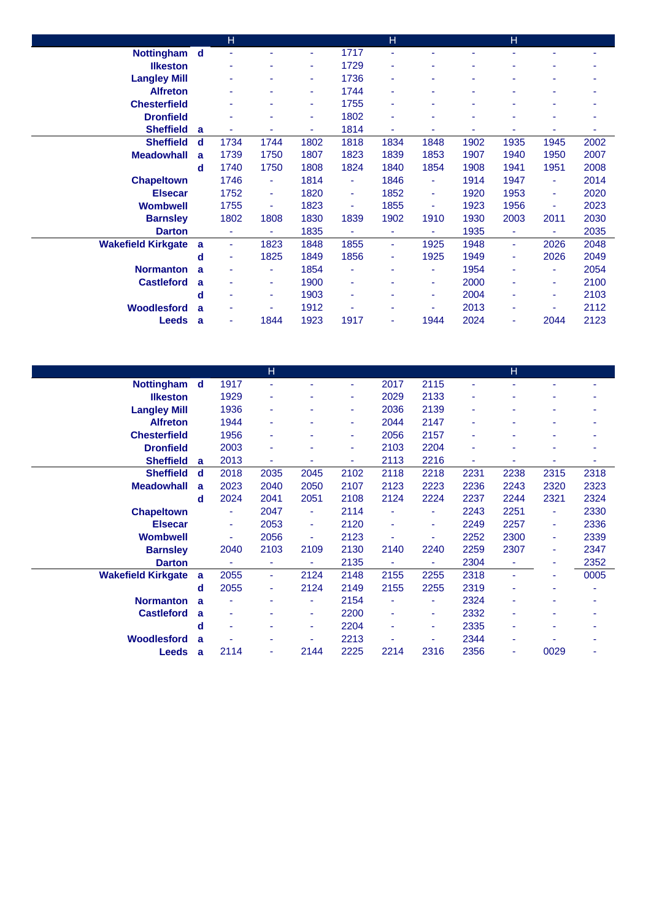| | | H | | | | H | | | H | | |
|---|---|---|---|---|---|---|---|---|---|---|---|
| Nottingham | d | - | - | - | 1717 | - | - | - | - | - | - |
| Ilkeston | | - | - | - | 1729 | - | - | - | - | - | - |
| Langley Mill | | - | - | - | 1736 | - | - | - | - | - | - |
| Alfreton | | - | - | - | 1744 | - | - | - | - | - | - |
| Chesterfield | | - | - | - | 1755 | - | - | - | - | - | - |
| Dronfield | | - | - | - | 1802 | - | - | - | - | - | - |
| Sheffield | a | - | - | - | 1814 | - | - | - | - | - | - |
| Sheffield | d | 1734 | 1744 | 1802 | 1818 | 1834 | 1848 | 1902 | 1935 | 1945 | 2002 |
| Meadowhall | a | 1739 | 1750 | 1807 | 1823 | 1839 | 1853 | 1907 | 1940 | 1950 | 2007 |
| | d | 1740 | 1750 | 1808 | 1824 | 1840 | 1854 | 1908 | 1941 | 1951 | 2008 |
| Chapeltown | | 1746 | - | 1814 | - | 1846 | - | 1914 | 1947 | - | 2014 |
| Elsecar | | 1752 | - | 1820 | - | 1852 | - | 1920 | 1953 | - | 2020 |
| Wombwell | | 1755 | - | 1823 | - | 1855 | - | 1923 | 1956 | - | 2023 |
| Barnsley | | 1802 | 1808 | 1830 | 1839 | 1902 | 1910 | 1930 | 2003 | 2011 | 2030 |
| Darton | | - | - | 1835 | - | - | - | 1935 | - | - | 2035 |
| Wakefield Kirkgate | a | - | 1823 | 1848 | 1855 | - | 1925 | 1948 | - | 2026 | 2048 |
| | d | - | 1825 | 1849 | 1856 | - | 1925 | 1949 | - | 2026 | 2049 |
| Normanton | a | - | - | 1854 | - | - | - | 1954 | - | - | 2054 |
| Castleford | a | - | - | 1900 | - | - | - | 2000 | - | - | 2100 |
| | d | - | - | 1903 | - | - | - | 2004 | - | - | 2103 |
| Woodlesford | a | - | - | 1912 | - | - | - | 2013 | - | - | 2112 |
| Leeds | a | - | 1844 | 1923 | 1917 | - | 1944 | 2024 | - | 2044 | 2123 |

| | | | H | | | | | | H | | |
|---|---|---|---|---|---|---|---|---|---|---|---|
| Nottingham | d | 1917 | - | - | - | 2017 | 2115 | - | - | - | - |
| Ilkeston | | 1929 | - | - | - | 2029 | 2133 | - | - | - | - |
| Langley Mill | | 1936 | - | - | - | 2036 | 2139 | - | - | - | - |
| Alfreton | | 1944 | - | - | - | 2044 | 2147 | - | - | - | - |
| Chesterfield | | 1956 | - | - | - | 2056 | 2157 | - | - | - | - |
| Dronfield | | 2003 | - | - | - | 2103 | 2204 | - | - | - | - |
| Sheffield | a | 2013 | - | - | - | 2113 | 2216 | - | - | - | - |
| Sheffield | d | 2018 | 2035 | 2045 | 2102 | 2118 | 2218 | 2231 | 2238 | 2315 | 2318 |
| Meadowhall | a | 2023 | 2040 | 2050 | 2107 | 2123 | 2223 | 2236 | 2243 | 2320 | 2323 |
| | d | 2024 | 2041 | 2051 | 2108 | 2124 | 2224 | 2237 | 2244 | 2321 | 2324 |
| Chapeltown | | - | 2047 | - | 2114 | - | - | 2243 | 2251 | - | 2330 |
| Elsecar | | - | 2053 | - | 2120 | - | - | 2249 | 2257 | - | 2336 |
| Wombwell | | - | 2056 | - | 2123 | - | - | 2252 | 2300 | - | 2339 |
| Barnsley | | 2040 | 2103 | 2109 | 2130 | 2140 | 2240 | 2259 | 2307 | - | 2347 |
| Darton | | - | - | - | 2135 | - | - | 2304 | - | - | 2352 |
| Wakefield Kirkgate | a | 2055 | - | 2124 | 2148 | 2155 | 2255 | 2318 | - | - | 0005 |
| | d | 2055 | - | 2124 | 2149 | 2155 | 2255 | 2319 | - | - | - |
| Normanton | a | - | - | - | 2154 | - | - | 2324 | - | - | - |
| Castleford | a | - | - | - | 2200 | - | - | 2332 | - | - | - |
| | d | - | - | - | 2204 | - | - | 2335 | - | - | - |
| Woodlesford | a | - | - | - | 2213 | - | - | 2344 | - | - | - |
| Leeds | a | 2114 | - | 2144 | 2225 | 2214 | 2316 | 2356 | - | 0029 | - |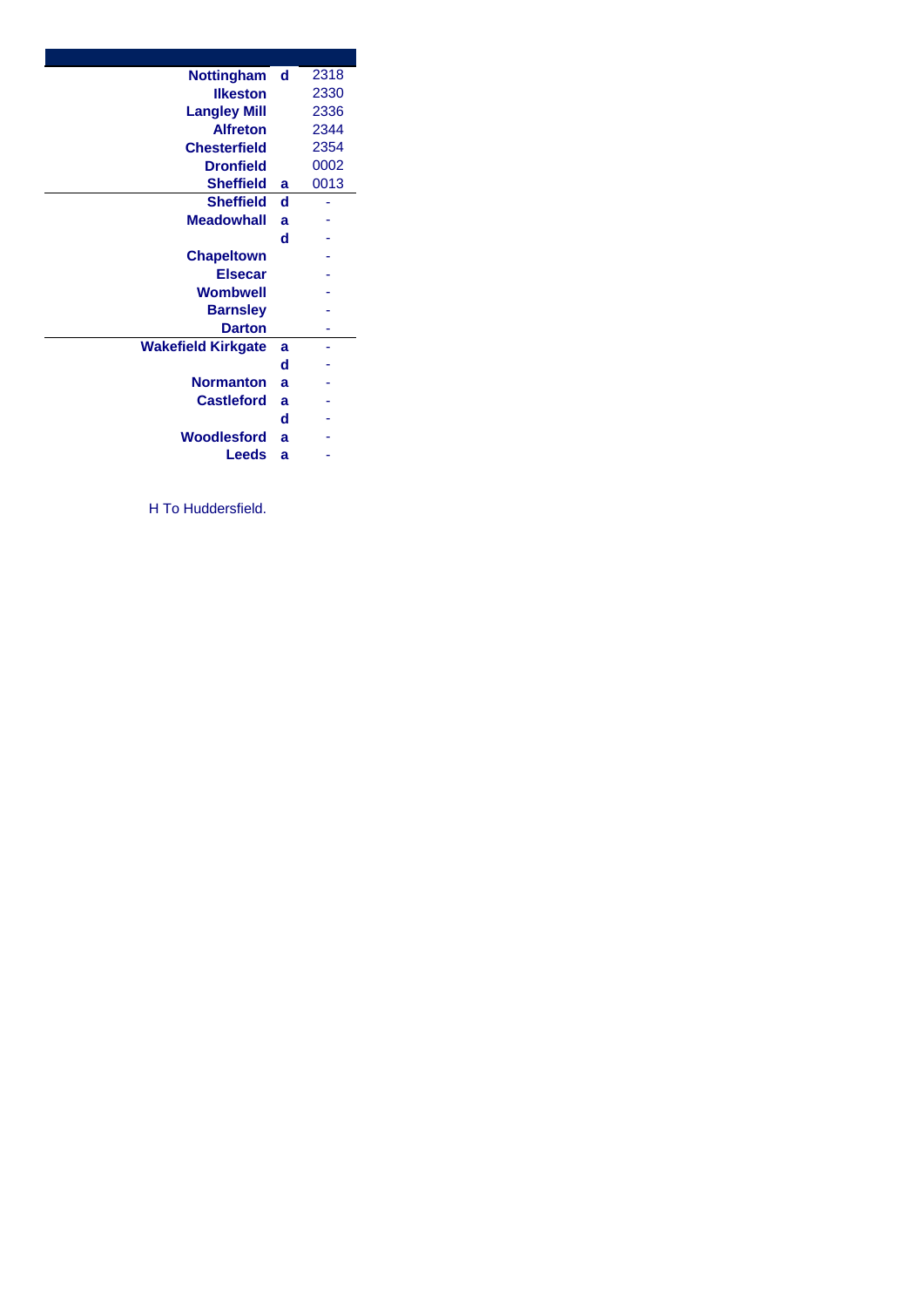| Station | | |
|---|---|---|
| Nottingham | d | 2318 |
| Ilkeston | | 2330 |
| Langley Mill | | 2336 |
| Alfreton | | 2344 |
| Chesterfield | | 2354 |
| Dronfield | | 0002 |
| Sheffield | a | 0013 |
| Sheffield | d | - |
| Meadowhall | a | - |
| | d | - |
| Chapeltown | | - |
| Elsecar | | - |
| Wombwell | | - |
| Barnsley | | - |
| Darton | | - |
| Wakefield Kirkgate | a | - |
| | d | - |
| Normanton | a | - |
| Castleford | a | - |
| | d | - |
| Woodlesford | a | - |
| Leeds | a | - |

H To Huddersfield.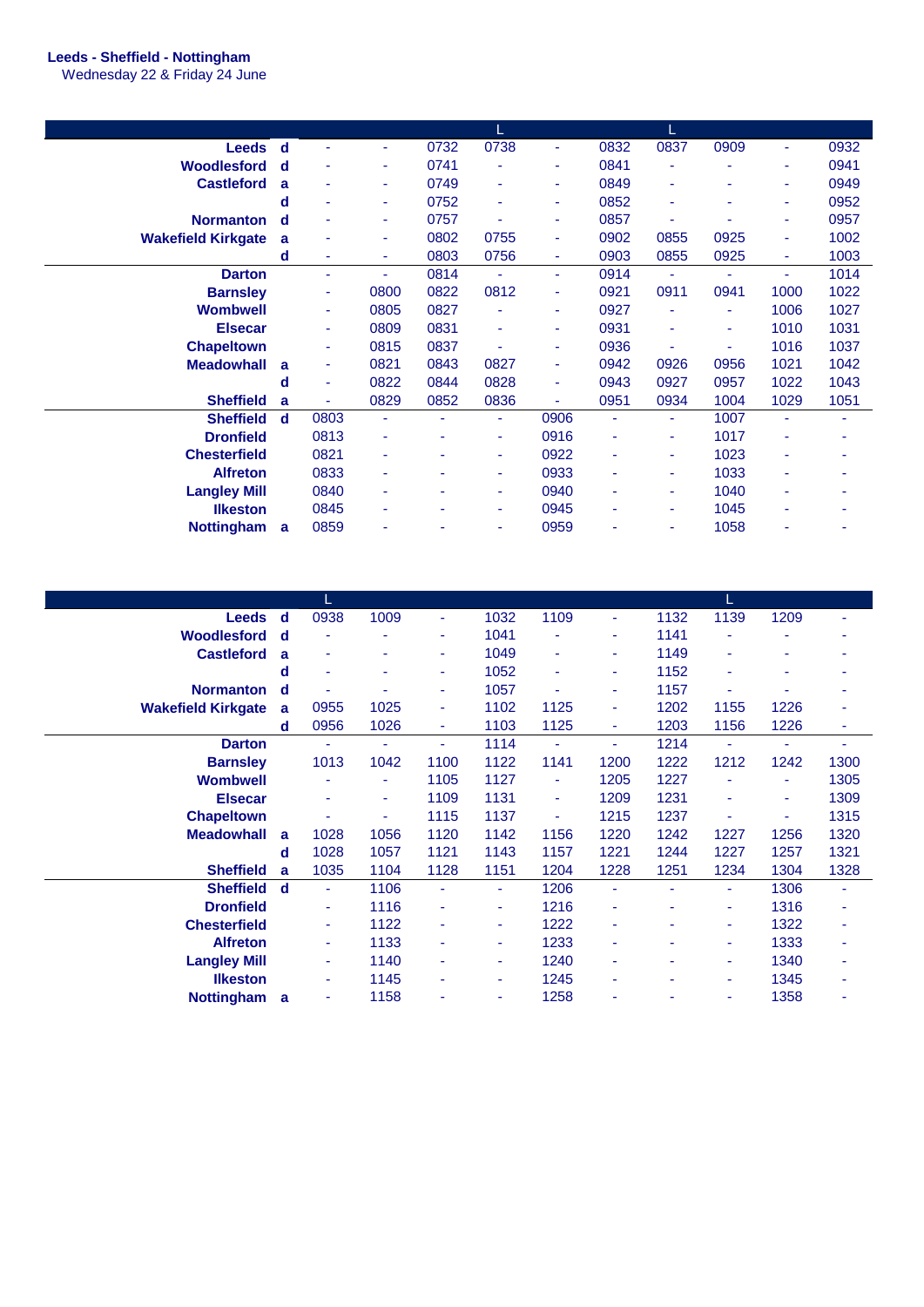**Leeds - Sheffield - Nottingham**
Wednesday 22 & Friday 24 June

| | | | | | L | | | L | | | |
|---|---|---|---|---|---|---|---|---|---|---|---|
| **Leeds** | d | - | - | 0732 | 0738 | - | 0832 | 0837 | 0909 | - | 0932 |
| **Woodlesford** | d | - | - | 0741 | - | - | 0841 | - | - | - | 0941 |
| **Castleford** | a | - | - | 0749 | - | - | 0849 | - | - | - | 0949 |
| | d | - | - | 0752 | - | - | 0852 | - | - | - | 0952 |
| **Normanton** | d | - | - | 0757 | - | - | 0857 | - | - | - | 0957 |
| **Wakefield Kirkgate** | a | - | - | 0802 | 0755 | - | 0902 | 0855 | 0925 | - | 1002 |
| | d | - | - | 0803 | 0756 | - | 0903 | 0855 | 0925 | - | 1003 |
| **Darton** | | - | - | 0814 | - | - | 0914 | - | - | - | 1014 |
| **Barnsley** | | - | 0800 | 0822 | 0812 | - | 0921 | 0911 | 0941 | 1000 | 1022 |
| **Wombwell** | | - | 0805 | 0827 | - | - | 0927 | - | - | 1006 | 1027 |
| **Elsecar** | | - | 0809 | 0831 | - | - | 0931 | - | - | 1010 | 1031 |
| **Chapeltown** | | - | 0815 | 0837 | - | - | 0936 | - | - | 1016 | 1037 |
| **Meadowhall** | a | - | 0821 | 0843 | 0827 | - | 0942 | 0926 | 0956 | 1021 | 1042 |
| | d | - | 0822 | 0844 | 0828 | - | 0943 | 0927 | 0957 | 1022 | 1043 |
| **Sheffield** | a | - | 0829 | 0852 | 0836 | - | 0951 | 0934 | 1004 | 1029 | 1051 |
| **Sheffield** | d | 0803 | - | - | - | 0906 | - | - | 1007 | - | - |
| **Dronfield** | | 0813 | - | - | - | 0916 | - | - | 1017 | - | - |
| **Chesterfield** | | 0821 | - | - | - | 0922 | - | - | 1023 | - | - |
| **Alfreton** | | 0833 | - | - | - | 0933 | - | - | 1033 | - | - |
| **Langley Mill** | | 0840 | - | - | - | 0940 | - | - | 1040 | - | - |
| **Ilkeston** | | 0845 | - | - | - | 0945 | - | - | 1045 | - | - |
| **Nottingham** | a | 0859 | - | - | - | 0959 | - | - | 1058 | - | - |

| | | L | | | | | | | L | | |
|---|---|---|---|---|---|---|---|---|---|---|---|
| **Leeds** | d | 0938 | 1009 | - | 1032 | 1109 | - | 1132 | 1139 | 1209 | - |
| **Woodlesford** | d | - | - | - | 1041 | - | - | 1141 | - | - | - |
| **Castleford** | a | - | - | - | 1049 | - | - | 1149 | - | - | - |
| | d | - | - | - | 1052 | - | - | 1152 | - | - | - |
| **Normanton** | d | - | - | - | 1057 | - | - | 1157 | - | - | - |
| **Wakefield Kirkgate** | a | 0955 | 1025 | - | 1102 | 1125 | - | 1202 | 1155 | 1226 | - |
| | d | 0956 | 1026 | - | 1103 | 1125 | - | 1203 | 1156 | 1226 | - |
| **Darton** | | - | - | - | 1114 | - | - | 1214 | - | - | - |
| **Barnsley** | | 1013 | 1042 | 1100 | 1122 | 1141 | 1200 | 1222 | 1212 | 1242 | 1300 |
| **Wombwell** | | - | - | 1105 | 1127 | - | 1205 | 1227 | - | - | 1305 |
| **Elsecar** | | - | - | 1109 | 1131 | - | 1209 | 1231 | - | - | 1309 |
| **Chapeltown** | | - | - | 1115 | 1137 | - | 1215 | 1237 | - | - | 1315 |
| **Meadowhall** | a | 1028 | 1056 | 1120 | 1142 | 1156 | 1220 | 1242 | 1227 | 1256 | 1320 |
| | d | 1028 | 1057 | 1121 | 1143 | 1157 | 1221 | 1244 | 1227 | 1257 | 1321 |
| **Sheffield** | a | 1035 | 1104 | 1128 | 1151 | 1204 | 1228 | 1251 | 1234 | 1304 | 1328 |
| **Sheffield** | d | - | 1106 | - | - | 1206 | - | - | - | 1306 | - |
| **Dronfield** | | - | 1116 | - | - | 1216 | - | - | - | 1316 | - |
| **Chesterfield** | | - | 1122 | - | - | 1222 | - | - | - | 1322 | - |
| **Alfreton** | | - | 1133 | - | - | 1233 | - | - | - | 1333 | - |
| **Langley Mill** | | - | 1140 | - | - | 1240 | - | - | - | 1340 | - |
| **Ilkeston** | | - | 1145 | - | - | 1245 | - | - | - | 1345 | - |
| **Nottingham** | a | - | 1158 | - | - | 1258 | - | - | - | 1358 | - |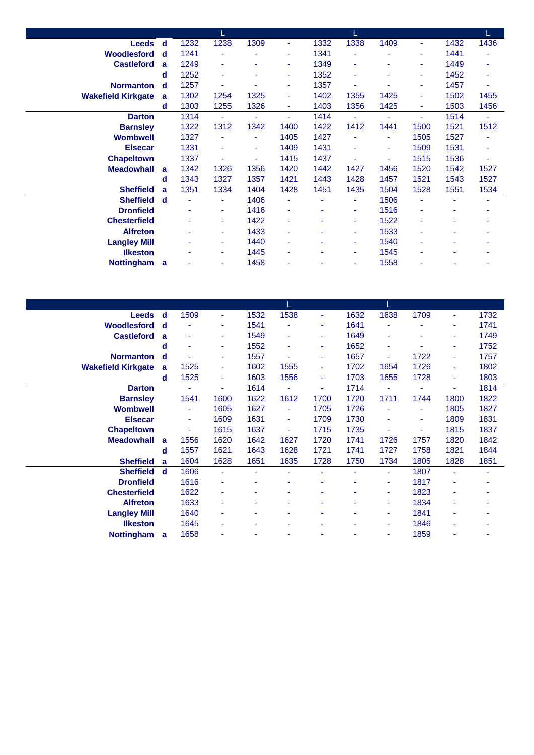| | | | L | | | | L | | | | L |
|---|---|---|---|---|---|---|---|---|---|---|---|
| **Leeds** | **d** | 1232 | 1238 | 1309 | - | 1332 | 1338 | 1409 | - | 1432 | 1436 |
| **Woodlesford** | **d** | 1241 | - | - | - | 1341 | - | - | - | 1441 | - |
| **Castleford** | **a** | 1249 | - | - | - | 1349 | - | - | - | 1449 | - |
| | **d** | 1252 | - | - | - | 1352 | - | - | - | 1452 | - |
| **Normanton** | **d** | 1257 | - | - | - | 1357 | - | - | - | 1457 | - |
| **Wakefield Kirkgate** | **a** | 1302 | 1254 | 1325 | - | 1402 | 1355 | 1425 | - | 1502 | 1455 |
| | **d** | 1303 | 1255 | 1326 | - | 1403 | 1356 | 1425 | - | 1503 | 1456 |
| **Darton** | | 1314 | - | - | - | 1414 | - | - | - | 1514 | - |
| **Barnsley** | | 1322 | 1312 | 1342 | 1400 | 1422 | 1412 | 1441 | 1500 | 1521 | 1512 |
| **Wombwell** | | 1327 | - | - | 1405 | 1427 | - | - | 1505 | 1527 | - |
| **Elsecar** | | 1331 | - | - | 1409 | 1431 | - | - | 1509 | 1531 | - |
| **Chapeltown** | | 1337 | - | - | 1415 | 1437 | - | - | 1515 | 1536 | - |
| **Meadowhall** | **a** | 1342 | 1326 | 1356 | 1420 | 1442 | 1427 | 1456 | 1520 | 1542 | 1527 |
| | **d** | 1343 | 1327 | 1357 | 1421 | 1443 | 1428 | 1457 | 1521 | 1543 | 1527 |
| **Sheffield** | **a** | 1351 | 1334 | 1404 | 1428 | 1451 | 1435 | 1504 | 1528 | 1551 | 1534 |
| **Sheffield** | **d** | - | - | 1406 | - | - | - | 1506 | - | - | - |
| **Dronfield** | | - | - | 1416 | - | - | - | 1516 | - | - | - |
| **Chesterfield** | | - | - | 1422 | - | - | - | 1522 | - | - | - |
| **Alfreton** | | - | - | 1433 | - | - | - | 1533 | - | - | - |
| **Langley Mill** | | - | - | 1440 | - | - | - | 1540 | - | - | - |
| **Ilkeston** | | - | - | 1445 | - | - | - | 1545 | - | - | - |
| **Nottingham** | **a** | - | - | 1458 | - | - | - | 1558 | - | - | - |

| | | | | | L | | | L | | | |
|---|---|---|---|---|---|---|---|---|---|---|---|
| **Leeds** | **d** | 1509 | - | 1532 | 1538 | - | 1632 | 1638 | 1709 | - | 1732 |
| **Woodlesford** | **d** | - | - | 1541 | - | - | 1641 | - | - | - | 1741 |
| **Castleford** | **a** | - | - | 1549 | - | - | 1649 | - | - | - | 1749 |
| | **d** | - | - | 1552 | - | - | 1652 | - | - | - | 1752 |
| **Normanton** | **d** | - | - | 1557 | - | - | 1657 | - | 1722 | - | 1757 |
| **Wakefield Kirkgate** | **a** | 1525 | - | 1602 | 1555 | - | 1702 | 1654 | 1726 | - | 1802 |
| | **d** | 1525 | - | 1603 | 1556 | - | 1703 | 1655 | 1728 | - | 1803 |
| **Darton** | | - | - | 1614 | - | - | 1714 | - | - | - | 1814 |
| **Barnsley** | | 1541 | 1600 | 1622 | 1612 | 1700 | 1720 | 1711 | 1744 | 1800 | 1822 |
| **Wombwell** | | - | 1605 | 1627 | - | 1705 | 1726 | - | - | 1805 | 1827 |
| **Elsecar** | | - | 1609 | 1631 | - | 1709 | 1730 | - | - | 1809 | 1831 |
| **Chapeltown** | | - | 1615 | 1637 | - | 1715 | 1735 | - | - | 1815 | 1837 |
| **Meadowhall** | **a** | 1556 | 1620 | 1642 | 1627 | 1720 | 1741 | 1726 | 1757 | 1820 | 1842 |
| | **d** | 1557 | 1621 | 1643 | 1628 | 1721 | 1741 | 1727 | 1758 | 1821 | 1844 |
| **Sheffield** | **a** | 1604 | 1628 | 1651 | 1635 | 1728 | 1750 | 1734 | 1805 | 1828 | 1851 |
| **Sheffield** | **d** | 1606 | - | - | - | - | - | - | 1807 | - | - |
| **Dronfield** | | 1616 | - | - | - | - | - | - | 1817 | - | - |
| **Chesterfield** | | 1622 | - | - | - | - | - | - | 1823 | - | - |
| **Alfreton** | | 1633 | - | - | - | - | - | - | 1834 | - | - |
| **Langley Mill** | | 1640 | - | - | - | - | - | - | 1841 | - | - |
| **Ilkeston** | | 1645 | - | - | - | - | - | - | 1846 | - | - |
| **Nottingham** | **a** | 1658 | - | - | - | - | - | - | 1859 | - | - |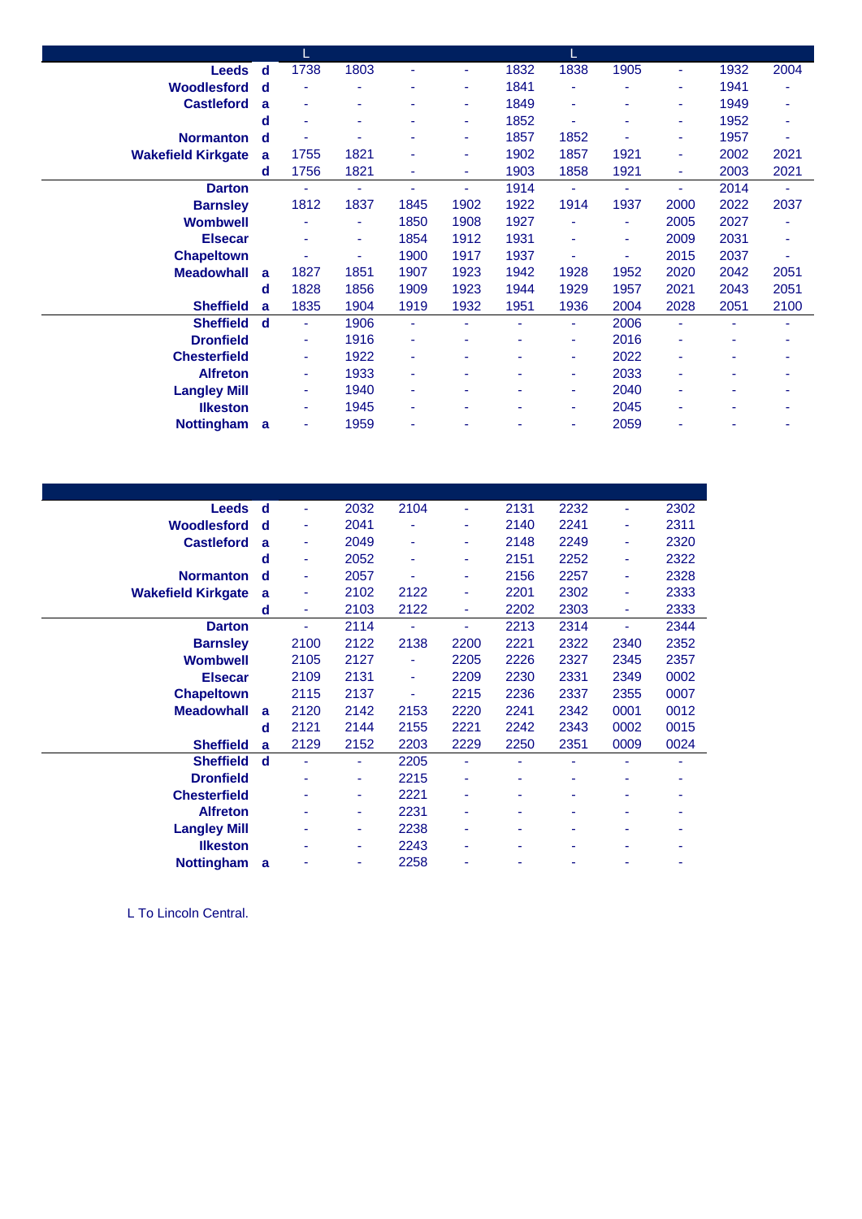| | | L | | | | | L | | | | |
|---|---|---|---|---|---|---|---|---|---|---|---|
| **Leeds** | **d** | 1738 | 1803 | - | - | 1832 | 1838 | 1905 | - | 1932 | 2004 |
| **Woodlesford** | **d** | - | - | - | - | 1841 | - | - | - | 1941 | - |
| **Castleford** | **a** | - | - | - | - | 1849 | - | - | - | 1949 | - |
| | **d** | - | - | - | - | 1852 | - | - | - | 1952 | - |
| **Normanton** | **d** | - | - | - | - | 1857 | 1852 | - | - | 1957 | - |
| **Wakefield Kirkgate** | **a** | 1755 | 1821 | - | - | 1902 | 1857 | 1921 | - | 2002 | 2021 |
| | **d** | 1756 | 1821 | - | - | 1903 | 1858 | 1921 | - | 2003 | 2021 |
| **Darton** | | - | - | - | - | 1914 | - | - | - | 2014 | - |
| **Barnsley** | | 1812 | 1837 | 1845 | 1902 | 1922 | 1914 | 1937 | 2000 | 2022 | 2037 |
| **Wombwell** | | - | - | 1850 | 1908 | 1927 | - | - | 2005 | 2027 | - |
| **Elsecar** | | - | - | 1854 | 1912 | 1931 | - | - | 2009 | 2031 | - |
| **Chapeltown** | | - | - | 1900 | 1917 | 1937 | - | - | 2015 | 2037 | - |
| **Meadowhall** | **a** | 1827 | 1851 | 1907 | 1923 | 1942 | 1928 | 1952 | 2020 | 2042 | 2051 |
| | **d** | 1828 | 1856 | 1909 | 1923 | 1944 | 1929 | 1957 | 2021 | 2043 | 2051 |
| **Sheffield** | **a** | 1835 | 1904 | 1919 | 1932 | 1951 | 1936 | 2004 | 2028 | 2051 | 2100 |
| **Sheffield** | **d** | - | 1906 | - | - | - | - | 2006 | - | - | - |
| **Dronfield** | | - | 1916 | - | - | - | - | 2016 | - | - | - |
| **Chesterfield** | | - | 1922 | - | - | - | - | 2022 | - | - | - |
| **Alfreton** | | - | 1933 | - | - | - | - | 2033 | - | - | - |
| **Langley Mill** | | - | 1940 | - | - | - | - | 2040 | - | - | - |
| **Ilkeston** | | - | 1945 | - | - | - | - | 2045 | - | - | - |
| **Nottingham** | **a** | - | 1959 | - | - | - | - | 2059 | - | - | - |

| | | | | | | | | | |
|---|---|---|---|---|---|---|---|---|---|
| **Leeds** | **d** | - | 2032 | 2104 | - | 2131 | 2232 | - | 2302 |
| **Woodlesford** | **d** | - | 2041 | - | - | 2140 | 2241 | - | 2311 |
| **Castleford** | **a** | - | 2049 | - | - | 2148 | 2249 | - | 2320 |
| | **d** | - | 2052 | - | - | 2151 | 2252 | - | 2322 |
| **Normanton** | **d** | - | 2057 | - | - | 2156 | 2257 | - | 2328 |
| **Wakefield Kirkgate** | **a** | - | 2102 | 2122 | - | 2201 | 2302 | - | 2333 |
| | **d** | - | 2103 | 2122 | - | 2202 | 2303 | - | 2333 |
| **Darton** | | - | 2114 | - | - | 2213 | 2314 | - | 2344 |
| **Barnsley** | | 2100 | 2122 | 2138 | 2200 | 2221 | 2322 | 2340 | 2352 |
| **Wombwell** | | 2105 | 2127 | - | 2205 | 2226 | 2327 | 2345 | 2357 |
| **Elsecar** | | 2109 | 2131 | - | 2209 | 2230 | 2331 | 2349 | 0002 |
| **Chapeltown** | | 2115 | 2137 | - | 2215 | 2236 | 2337 | 2355 | 0007 |
| **Meadowhall** | **a** | 2120 | 2142 | 2153 | 2220 | 2241 | 2342 | 0001 | 0012 |
| | **d** | 2121 | 2144 | 2155 | 2221 | 2242 | 2343 | 0002 | 0015 |
| **Sheffield** | **a** | 2129 | 2152 | 2203 | 2229 | 2250 | 2351 | 0009 | 0024 |
| **Sheffield** | **d** | - | - | 2205 | - | - | - | - | - |
| **Dronfield** | | - | - | 2215 | - | - | - | - | - |
| **Chesterfield** | | - | - | 2221 | - | - | - | - | - |
| **Alfreton** | | - | - | 2231 | - | - | - | - | - |
| **Langley Mill** | | - | - | 2238 | - | - | - | - | - |
| **Ilkeston** | | - | - | 2243 | - | - | - | - | - |
| **Nottingham** | **a** | - | - | 2258 | - | - | - | - | - |

L To Lincoln Central.